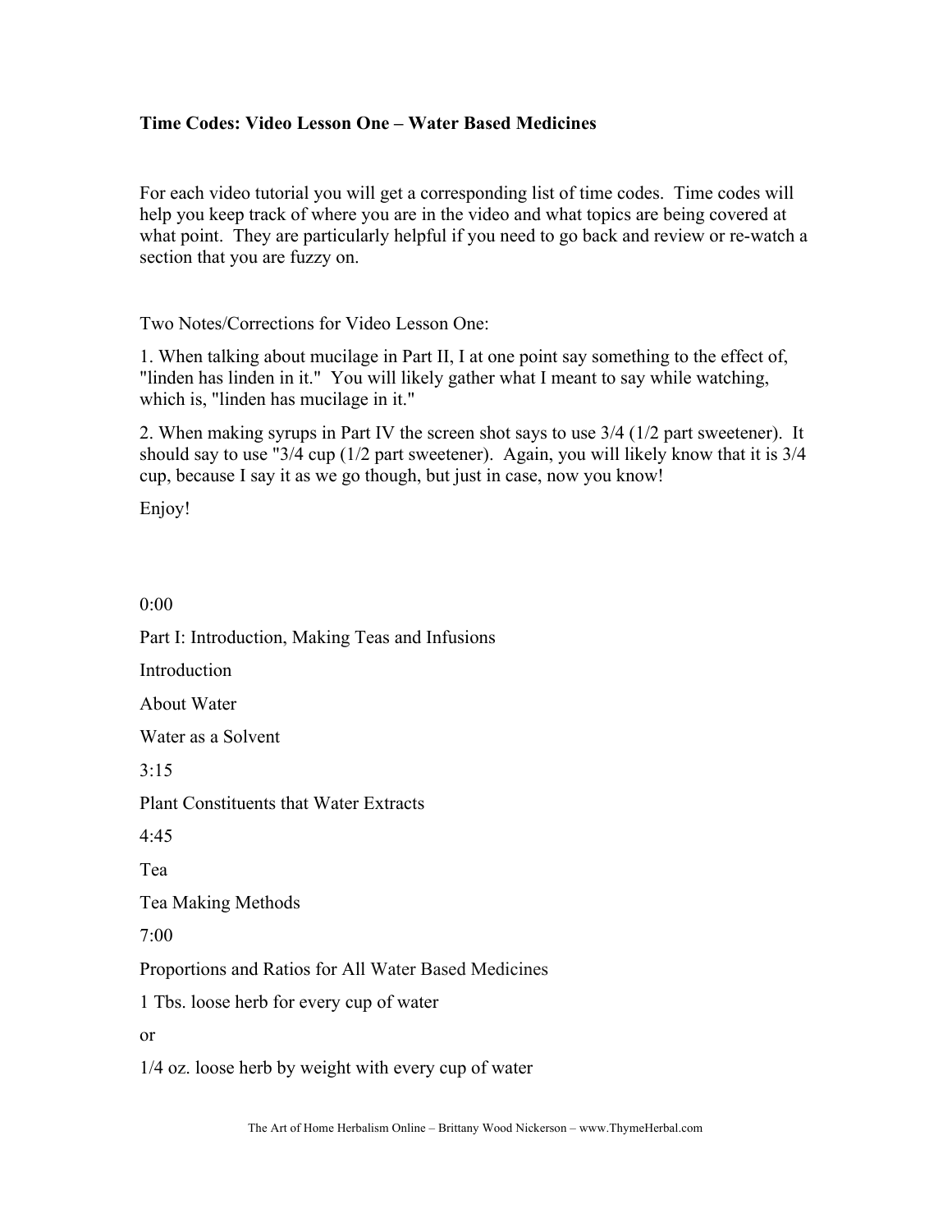**Time Codes: Video Lesson One – Water Based Medicines**

For each video tutorial you will get a corresponding list of time codes. Time codes will help you keep track of where you are in the video and what topics are being covered at what point. They are particularly helpful if you need to go back and review or re-watch a section that you are fuzzy on.

Two Notes/Corrections for Video Lesson One:

1. When talking about mucilage in Part II, I at one point say something to the effect of, "linden has linden in it." You will likely gather what I meant to say while watching, which is, "linden has mucilage in it."

2. When making syrups in Part IV the screen shot says to use 3/4 (1/2 part sweetener). It should say to use "3/4 cup (1/2 part sweetener). Again, you will likely know that it is 3/4 cup, because I say it as we go though, but just in case, now you know!

Enjoy!

0:00

Part I: Introduction, Making Teas and Infusions

Introduction

About Water

Water as a Solvent

3:15

Plant Constituents that Water Extracts

4:45

Tea

Tea Making Methods

7:00

Proportions and Ratios for All Water Based Medicines

1 Tbs. loose herb for every cup of water

or

1/4 oz. loose herb by weight with every cup of water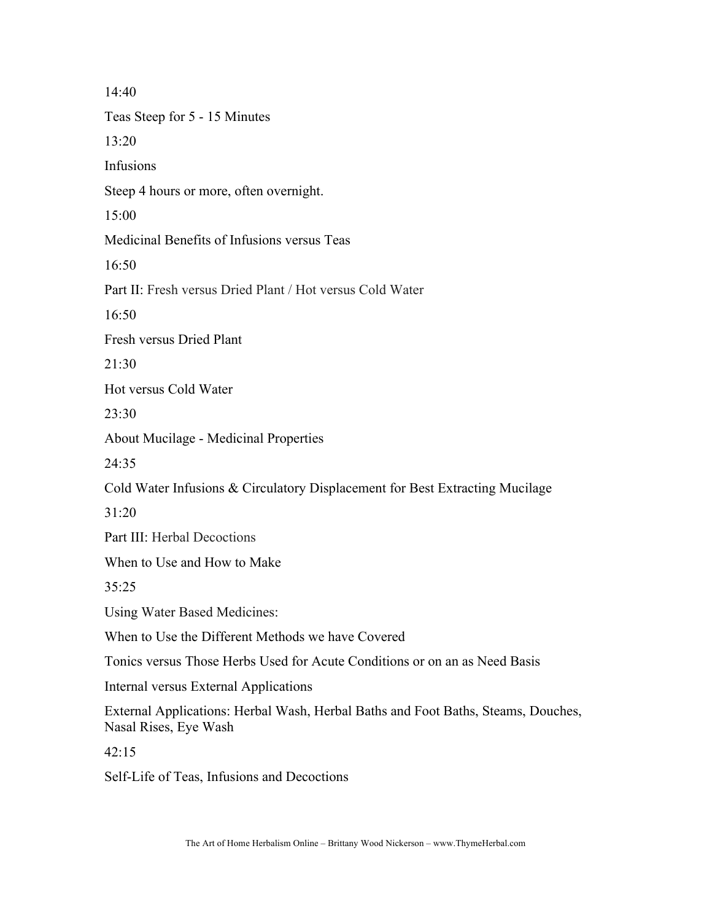14:40

Teas Steep for 5 - 15 Minutes

13:20

Infusions

Steep 4 hours or more, often overnight.

15:00

Medicinal Benefits of Infusions versus Teas

16:50

Part II: Fresh versus Dried Plant / Hot versus Cold Water

16:50

Fresh versus Dried Plant

21:30

Hot versus Cold Water

23:30

About Mucilage - Medicinal Properties

24:35

Cold Water Infusions & Circulatory Displacement for Best Extracting Mucilage

31:20

Part III: Herbal Decoctions

When to Use and How to Make

35:25

Using Water Based Medicines:

When to Use the Different Methods we have Covered

Tonics versus Those Herbs Used for Acute Conditions or on an as Need Basis

Internal versus External Applications

External Applications: Herbal Wash, Herbal Baths and Foot Baths, Steams, Douches, Nasal Rises, Eye Wash

42:15

Self-Life of Teas, Infusions and Decoctions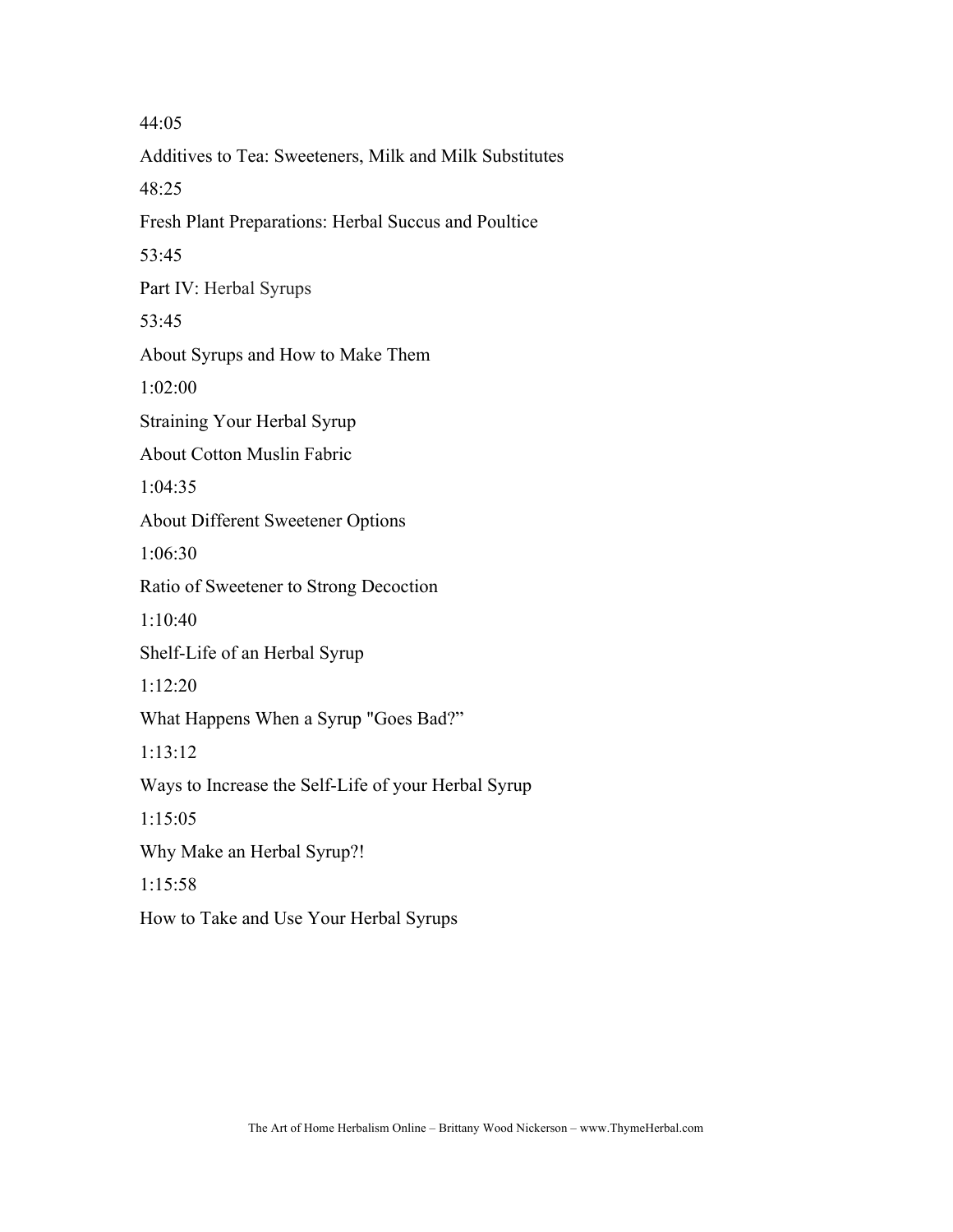44:05

Additives to Tea: Sweeteners, Milk and Milk Substitutes

48:25

Fresh Plant Preparations: Herbal Succus and Poultice

53:45

Part IV: Herbal Syrups

53:45

About Syrups and How to Make Them

1:02:00

Straining Your Herbal Syrup

About Cotton Muslin Fabric

1:04:35

About Different Sweetener Options

1:06:30

Ratio of Sweetener to Strong Decoction

1:10:40

Shelf-Life of an Herbal Syrup

1:12:20

What Happens When a Syrup "Goes Bad?"

1:13:12

Ways to Increase the Self-Life of your Herbal Syrup

1:15:05

Why Make an Herbal Syrup?!

1:15:58

How to Take and Use Your Herbal Syrups